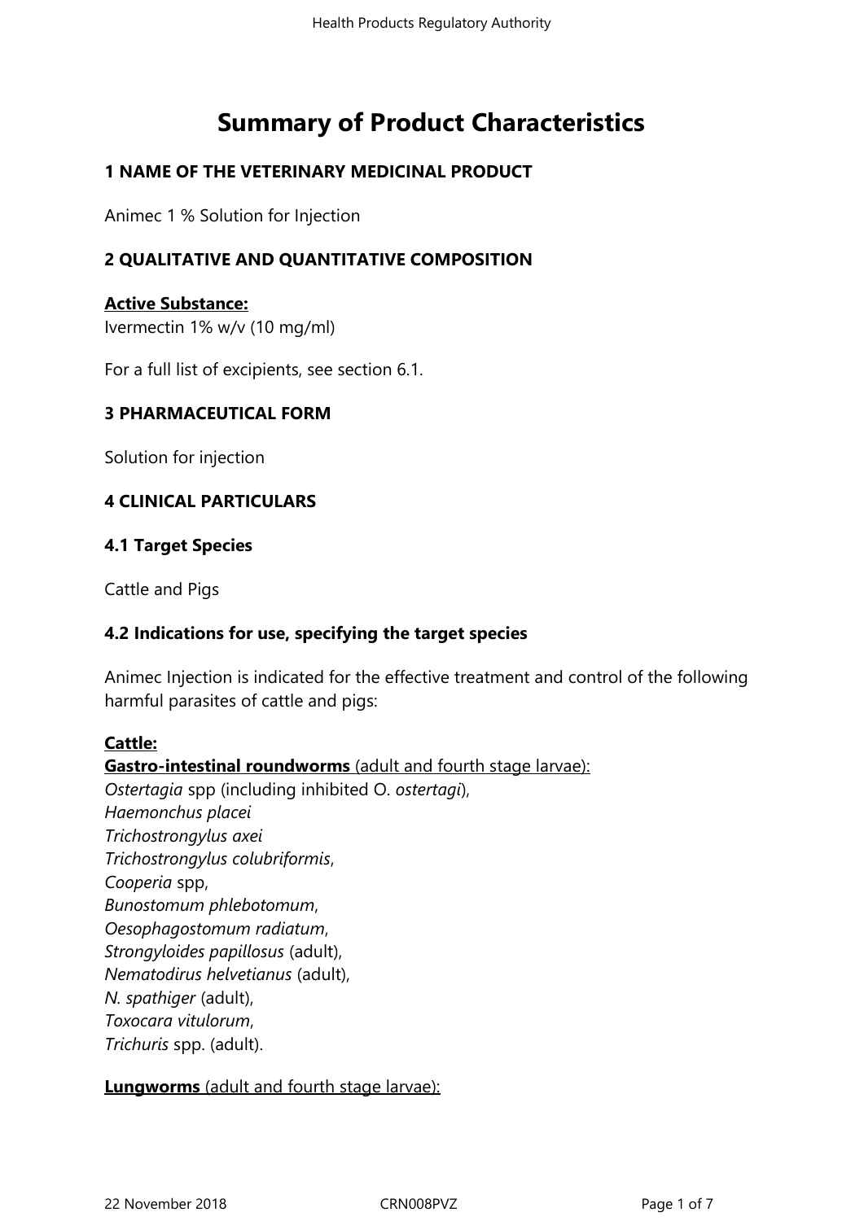# Summary of Product Characteristics

## 1 NAME OF THE VETERINARY MEDICINAL PRODUCT

Animec 1 % Solution for Injection

## 2 QUALITATIVE AND QUANTITATIVE COMPOSITION

**Active Substance:**
Ivermectin 1% w/v (10 mg/ml)

For a full list of excipients, see section 6.1.

## 3 PHARMACEUTICAL FORM

Solution for injection

## 4 CLINICAL PARTICULARS

### 4.1 Target Species

Cattle and Pigs

### 4.2 Indications for use, specifying the target species

Animec Injection is indicated for the effective treatment and control of the following harmful parasites of cattle and pigs:

**Cattle:**
**Gastro-intestinal roundworms** (adult and fourth stage larvae):
*Ostertagia* spp (including inhibited O. *ostertagi*),
*Haemonchus placei*
*Trichostrongylus axei*
*Trichostrongylus colubriformis*,
*Cooperia* spp,
*Bunostomum phlebotomum*,
*Oesophagostomum radiatum*,
*Strongyloides papillosus* (adult),
*Nematodirus helvetianus* (adult),
*N. spathiger* (adult),
*Toxocara vitulorum*,
*Trichuris* spp. (adult).

**Lungworms** (adult and fourth stage larvae):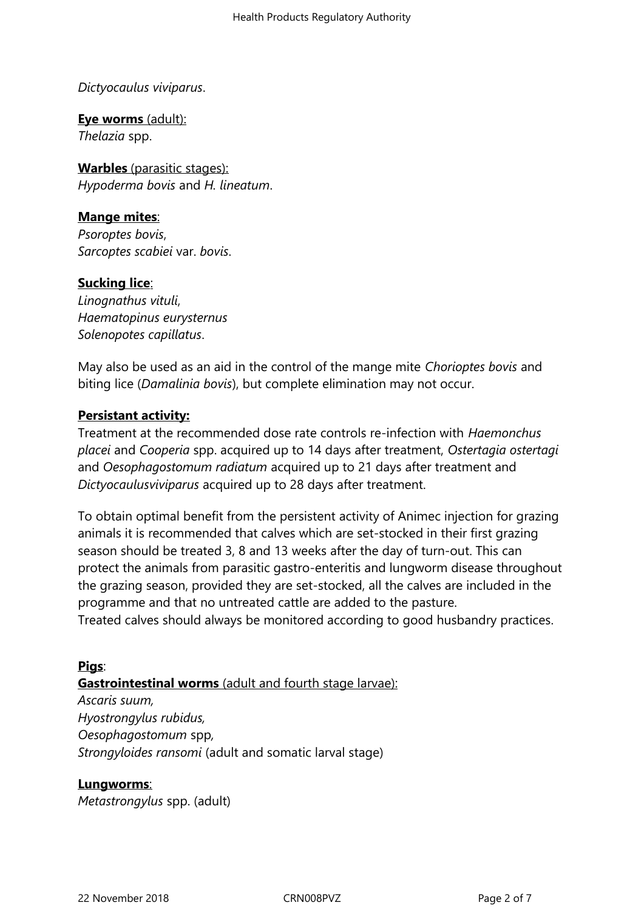*Dictyocaulus viviparus*.

**Eye worms** (adult):
*Thelazia* spp.

**Warbles** (parasitic stages):
*Hypoderma bovis* and *H. lineatum*.

**Mange mites**:
*Psoroptes bovis*,
*Sarcoptes scabiei* var. *bovis*.

**Sucking lice**:
*Linognathus vituli*,
*Haematopinus eurysternus*
*Solenopotes capillatus*.

May also be used as an aid in the control of the mange mite *Chorioptes bovis* and biting lice (*Damalinia bovis*), but complete elimination may not occur.

**Persistant activity:**
Treatment at the recommended dose rate controls re-infection with *Haemonchus placei* and *Cooperia* spp. acquired up to 14 days after treatment, *Ostertagia ostertagi* and *Oesophagostomum radiatum* acquired up to 21 days after treatment and *Dictyocaulusviviparus* acquired up to 28 days after treatment.

To obtain optimal benefit from the persistent activity of Animec injection for grazing animals it is recommended that calves which are set-stocked in their first grazing season should be treated 3, 8 and 13 weeks after the day of turn-out. This can protect the animals from parasitic gastro-enteritis and lungworm disease throughout the grazing season, provided they are set-stocked, all the calves are included in the programme and that no untreated cattle are added to the pasture.
Treated calves should always be monitored according to good husbandry practices.

**Pigs**:
**Gastrointestinal worms** (adult and fourth stage larvae):
*Ascaris suum,*
*Hyostrongylus rubidus,*
*Oesophagostomum* spp*,*
*Strongyloides ransomi* (adult and somatic larval stage)

**Lungworms**:
*Metastrongylus* spp. (adult)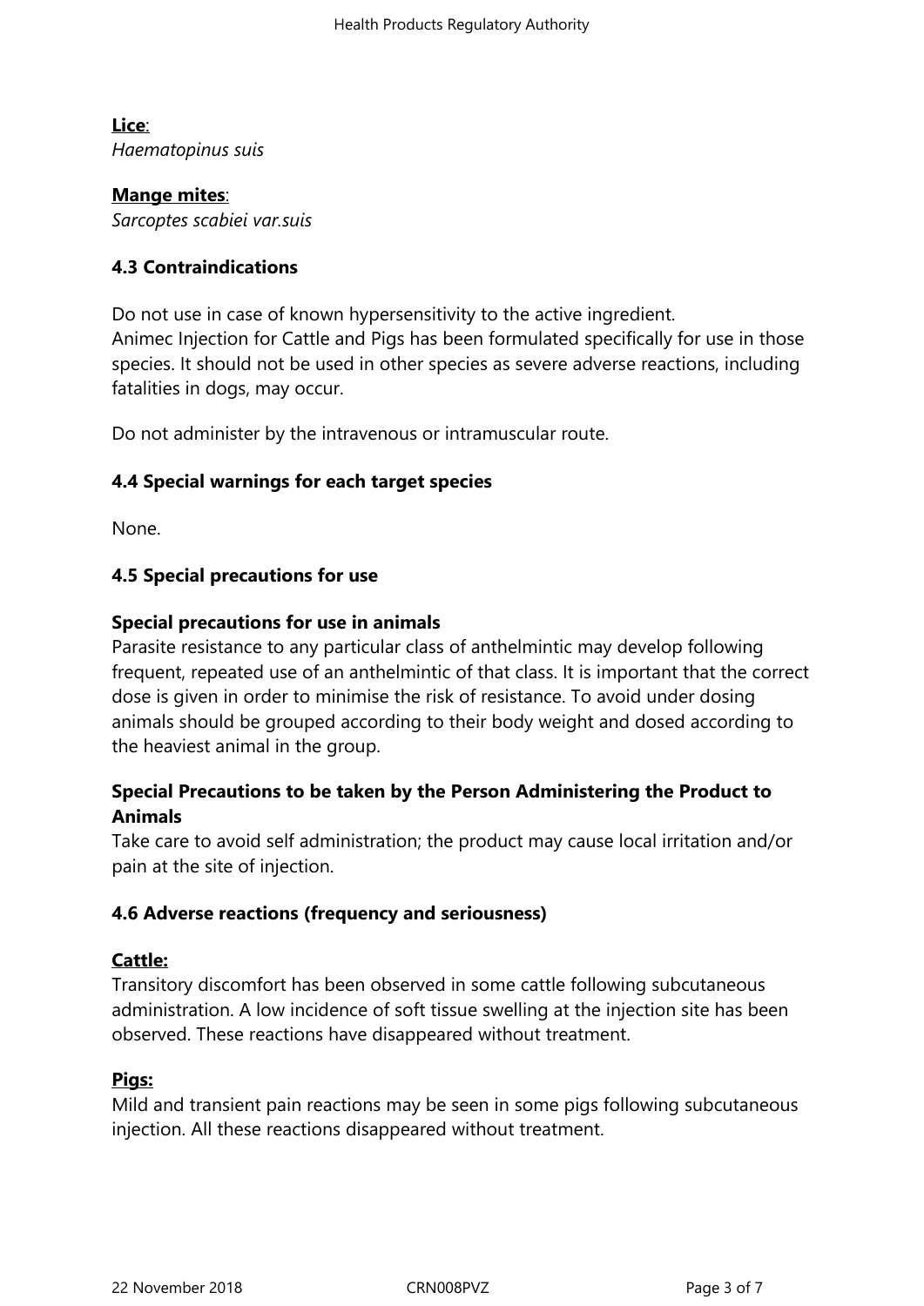**<u>Lice</u>**:
*Haematopinus suis*

**<u>Mange mites</u>**:
*Sarcoptes scabiei var.suis*

### 4.3 Contraindications

Do not use in case of known hypersensitivity to the active ingredient.
Animec Injection for Cattle and Pigs has been formulated specifically for use in those species. It should not be used in other species as severe adverse reactions, including fatalities in dogs, may occur.

Do not administer by the intravenous or intramuscular route.

### 4.4 Special warnings for each target species

None.

### 4.5 Special precautions for use

**Special precautions for use in animals**
Parasite resistance to any particular class of anthelmintic may develop following frequent, repeated use of an anthelmintic of that class. It is important that the correct dose is given in order to minimise the risk of resistance. To avoid under dosing animals should be grouped according to their body weight and dosed according to the heaviest animal in the group.

**Special Precautions to be taken by the Person Administering the Product to Animals**
Take care to avoid self administration; the product may cause local irritation and/or pain at the site of injection.

### 4.6 Adverse reactions (frequency and seriousness)

**<u>Cattle:</u>**
Transitory discomfort has been observed in some cattle following subcutaneous administration. A low incidence of soft tissue swelling at the injection site has been observed. These reactions have disappeared without treatment.

**<u>Pigs:</u>**
Mild and transient pain reactions may be seen in some pigs following subcutaneous injection. All these reactions disappeared without treatment.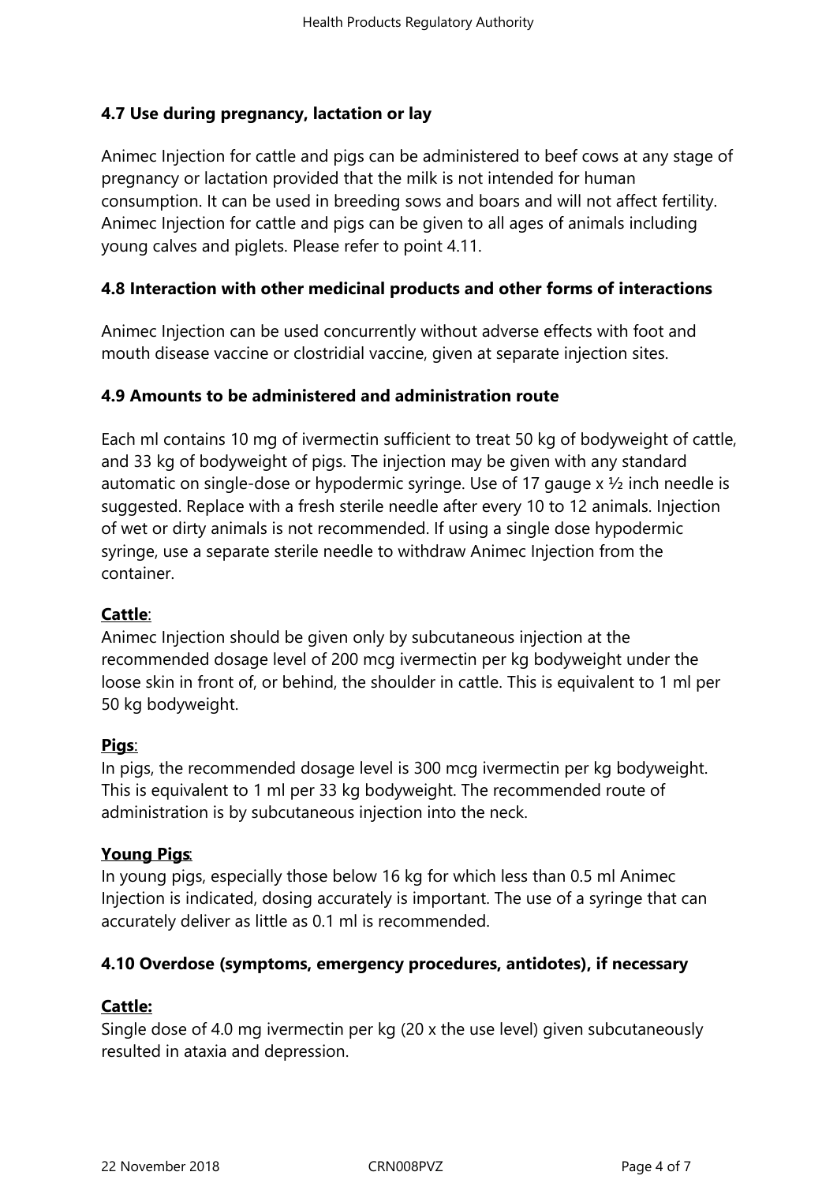### 4.7 Use during pregnancy, lactation or lay

Animec Injection for cattle and pigs can be administered to beef cows at any stage of pregnancy or lactation provided that the milk is not intended for human consumption. It can be used in breeding sows and boars and will not affect fertility. Animec Injection for cattle and pigs can be given to all ages of animals including young calves and piglets. Please refer to point 4.11.

### 4.8 Interaction with other medicinal products and other forms of interactions

Animec Injection can be used concurrently without adverse effects with foot and mouth disease vaccine or clostridial vaccine, given at separate injection sites.

### 4.9 Amounts to be administered and administration route

Each ml contains 10 mg of ivermectin sufficient to treat 50 kg of bodyweight of cattle, and 33 kg of bodyweight of pigs. The injection may be given with any standard automatic on single-dose or hypodermic syringe. Use of 17 gauge x ½ inch needle is suggested. Replace with a fresh sterile needle after every 10 to 12 animals. Injection of wet or dirty animals is not recommended. If using a single dose hypodermic syringe, use a separate sterile needle to withdraw Animec Injection from the container.

**Cattle**:
Animec Injection should be given only by subcutaneous injection at the recommended dosage level of 200 mcg ivermectin per kg bodyweight under the loose skin in front of, or behind, the shoulder in cattle. This is equivalent to 1 ml per 50 kg bodyweight.

**Pigs**:
In pigs, the recommended dosage level is 300 mcg ivermectin per kg bodyweight. This is equivalent to 1 ml per 33 kg bodyweight. The recommended route of administration is by subcutaneous injection into the neck.

**Young Pigs**:
In young pigs, especially those below 16 kg for which less than 0.5 ml Animec Injection is indicated, dosing accurately is important. The use of a syringe that can accurately deliver as little as 0.1 ml is recommended.

### 4.10 Overdose (symptoms, emergency procedures, antidotes), if necessary

**Cattle:**
Single dose of 4.0 mg ivermectin per kg (20 x the use level) given subcutaneously resulted in ataxia and depression.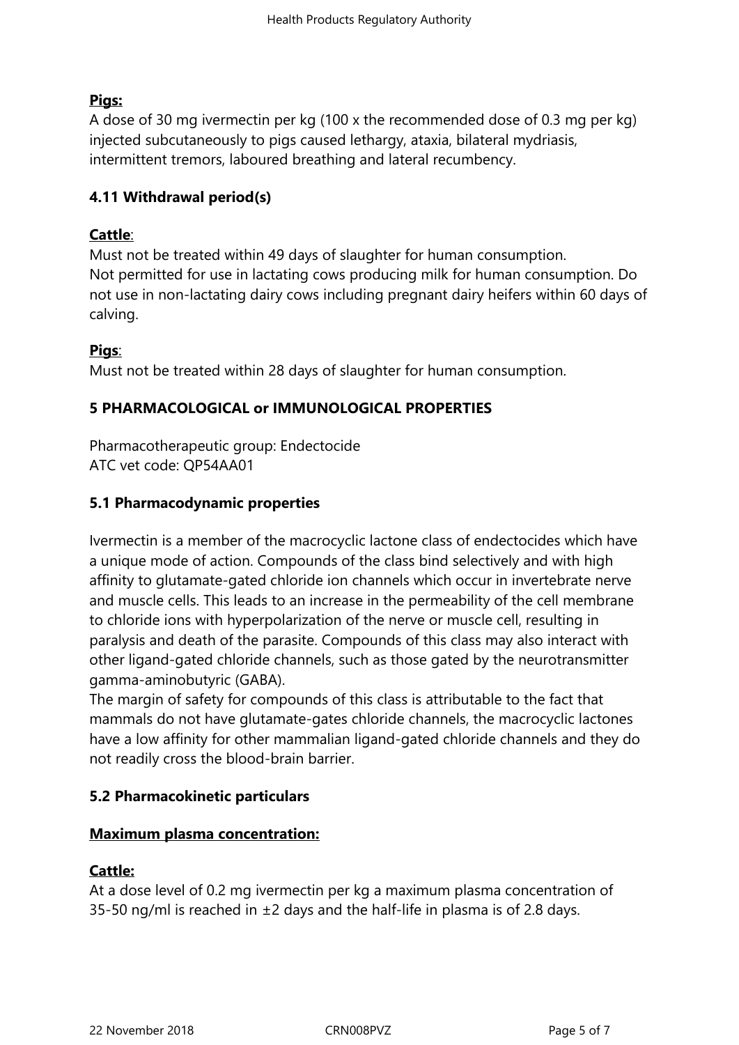**Pigs:**
A dose of 30 mg ivermectin per kg (100 x the recommended dose of 0.3 mg per kg) injected subcutaneously to pigs caused lethargy, ataxia, bilateral mydriasis, intermittent tremors, laboured breathing and lateral recumbency.

### 4.11 Withdrawal period(s)

**Cattle**:
Must not be treated within 49 days of slaughter for human consumption.
Not permitted for use in lactating cows producing milk for human consumption. Do not use in non-lactating dairy cows including pregnant dairy heifers within 60 days of calving.

**Pigs**:
Must not be treated within 28 days of slaughter for human consumption.

## 5 PHARMACOLOGICAL or IMMUNOLOGICAL PROPERTIES

Pharmacotherapeutic group: Endectocide
ATC vet code: QP54AA01

### 5.1 Pharmacodynamic properties

Ivermectin is a member of the macrocyclic lactone class of endectocides which have a unique mode of action. Compounds of the class bind selectively and with high affinity to glutamate-gated chloride ion channels which occur in invertebrate nerve and muscle cells. This leads to an increase in the permeability of the cell membrane to chloride ions with hyperpolarization of the nerve or muscle cell, resulting in paralysis and death of the parasite. Compounds of this class may also interact with other ligand-gated chloride channels, such as those gated by the neurotransmitter gamma-aminobutyric (GABA).
The margin of safety for compounds of this class is attributable to the fact that mammals do not have glutamate-gates chloride channels, the macrocyclic lactones have a low affinity for other mammalian ligand-gated chloride channels and they do not readily cross the blood-brain barrier.

### 5.2 Pharmacokinetic particulars

**Maximum plasma concentration:**

**Cattle:**
At a dose level of 0.2 mg ivermectin per kg a maximum plasma concentration of 35-50 ng/ml is reached in ±2 days and the half-life in plasma is of 2.8 days.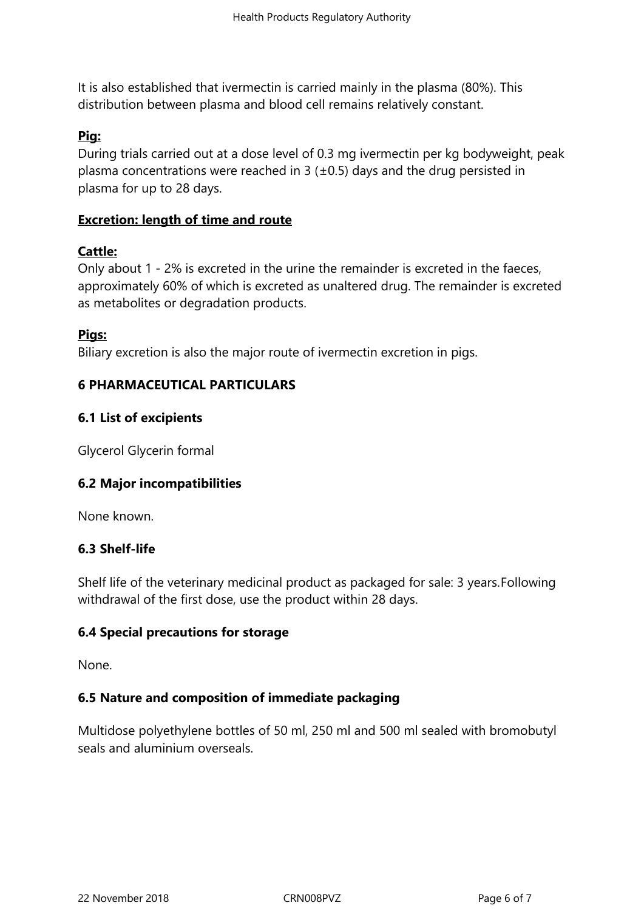It is also established that ivermectin is carried mainly in the plasma (80%). This distribution between plasma and blood cell remains relatively constant.

**Pig:**

During trials carried out at a dose level of 0.3 mg ivermectin per kg bodyweight, peak plasma concentrations were reached in 3 (±0.5) days and the drug persisted in plasma for up to 28 days.

**Excretion: length of time and route**

**Cattle:**

Only about 1 - 2% is excreted in the urine the remainder is excreted in the faeces, approximately 60% of which is excreted as unaltered drug. The remainder is excreted as metabolites or degradation products.

**Pigs:**

Biliary excretion is also the major route of ivermectin excretion in pigs.

## 6 PHARMACEUTICAL PARTICULARS

### 6.1 List of excipients

Glycerol Glycerin formal

### 6.2 Major incompatibilities

None known.

### 6.3 Shelf-life

Shelf life of the veterinary medicinal product as packaged for sale: 3 years.Following withdrawal of the first dose, use the product within 28 days.

### 6.4 Special precautions for storage

None.

### 6.5 Nature and composition of immediate packaging

Multidose polyethylene bottles of 50 ml, 250 ml and 500 ml sealed with bromobutyl seals and aluminium overseals.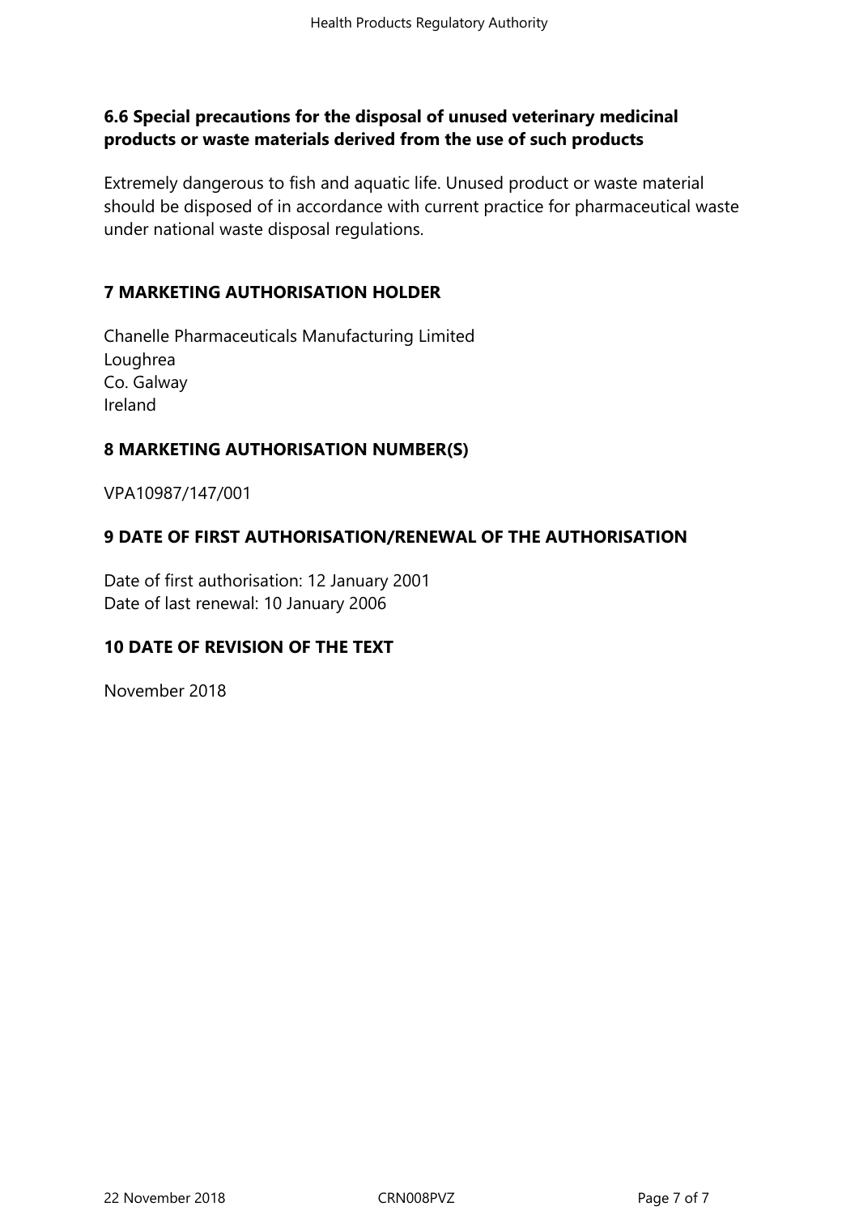## 6.6 Special precautions for the disposal of unused veterinary medicinal products or waste materials derived from the use of such products

Extremely dangerous to fish and aquatic life. Unused product or waste material should be disposed of in accordance with current practice for pharmaceutical waste under national waste disposal regulations.

## 7 MARKETING AUTHORISATION HOLDER

Chanelle Pharmaceuticals Manufacturing Limited
Loughrea
Co. Galway
Ireland

## 8 MARKETING AUTHORISATION NUMBER(S)

VPA10987/147/001

## 9 DATE OF FIRST AUTHORISATION/RENEWAL OF THE AUTHORISATION

Date of first authorisation: 12 January 2001
Date of last renewal: 10 January 2006

## 10 DATE OF REVISION OF THE TEXT

November 2018